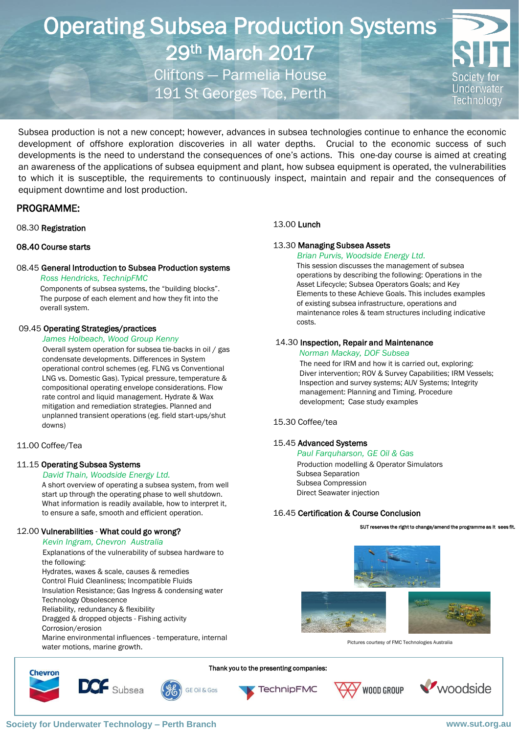# Operating Subsea Production Systems

## 29th March 2017

Cliftons — Parmelia House
191 St Georges Tce, Perth

Society for Underwater Technology

Subsea production is not a new concept; however, advances in subsea technologies continue to enhance the economic development of offshore exploration discoveries in all water depths. Crucial to the economic success of such developments is the need to understand the consequences of one's actions. This one-day course is aimed at creating an awareness of the applications of subsea equipment and plant, how subsea equipment is operated, the vulnerabilities to which it is susceptible, the requirements to continuously inspect, maintain and repair and the consequences of equipment downtime and lost production.

## PROGRAMME:

08.30 **Registration**

**08.40 Course starts**

08.45 **General Introduction to Subsea Production systems**
*Ross Hendricks, TechnipFMC*
Components of subsea systems, the "building blocks". The purpose of each element and how they fit into the overall system.

09.45 **Operating Strategies/practices**
*James Holbeach, Wood Group Kenny*
Overall system operation for subsea tie-backs in oil / gas condensate developments. Differences in System operational control schemes (eg. FLNG vs Conventional LNG vs. Domestic Gas). Typical pressure, temperature & compositional operating envelope considerations. Flow rate control and liquid management. Hydrate & Wax mitigation and remediation strategies. Planned and unplanned transient operations (eg. field start-ups/shut downs)

11.00 Coffee/Tea

11.15 **Operating Subsea Systems**
*David Thain, Woodside Energy Ltd.*
A short overview of operating a subsea system, from well start up through the operating phase to well shutdown. What information is readily available, how to interpret it, to ensure a safe, smooth and efficient operation.

12.00 **Vulnerabilities - What could go wrong?**
*Kevin Ingram, Chevron Australia*
Explanations of the vulnerability of subsea hardware to the following:
Hydrates, waxes & scale, causes & remedies
Control Fluid Cleanliness; Incompatible Fluids
Insulation Resistance; Gas Ingress & condensing water
Technology Obsolescence
Reliability, redundancy & flexibility
Dragged & dropped objects - Fishing activity
Corrosion/erosion
Marine environmental influences - temperature, internal water motions, marine growth.

13.00 **Lunch**

13.30 **Managing Subsea Assets**
*Brian Purvis, Woodside Energy Ltd.*
This session discusses the management of subsea operations by describing the following: Operations in the Asset Lifecycle; Subsea Operators Goals; and Key Elements to these Achieve Goals. This includes examples of existing subsea infrastructure, operations and maintenance roles & team structures including indicative costs.

14.30 **Inspection, Repair and Maintenance**
*Norman Mackay, DOF Subsea*
The need for IRM and how it is carried out, exploring: Diver intervention; ROV & Survey Capabilities; IRM Vessels; Inspection and survey systems; AUV Systems; Integrity management: Planning and Timing. Procedure development; Case study examples

15.30 Coffee/tea

15.45 **Advanced Systems**
*Paul Farquharson, GE Oil & Gas*
Production modelling & Operator Simulators
Subsea Separation
Subsea Compression
Direct Seawater injection

16.45 **Certification & Course Conclusion**

SUT reserves the right to change/amend the programme as it sees fit.

Pictures courtesy of FMC Technologies Australia

Thank you to the presenting companies:

Chevron | DOF Subsea | GE Oil & Gas | TechnipFMC | WOOD GROUP | woodside

Society for Underwater Technology – Perth Branch www.sut.org.au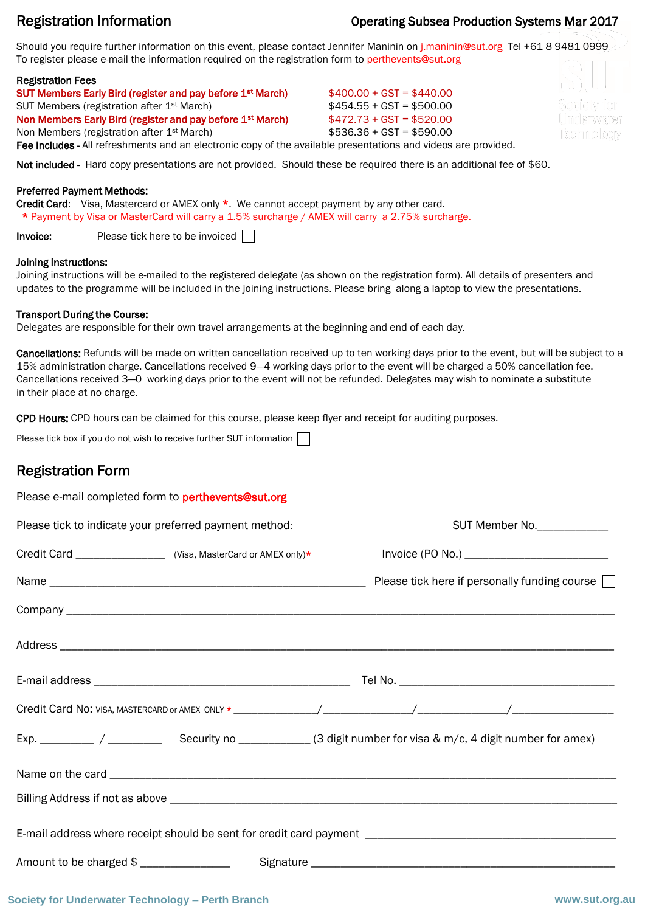# Registration Information

**Operating Subsea Production Systems Mar 2017**

Should you require further information on this event, please contact Jennifer Maninin on j.maninin@sut.org Tel +61 8 9481 0999
To register please e-mail the information required on the registration form to perthevents@sut.org

**Registration Fees**

| | |
|---|---|
| SUT Members Early Bird (register and pay before 1st March) | \$400.00 + GST = \$440.00 |
| SUT Members (registration after 1st March) | \$454.55 + GST = \$500.00 |
| Non Members Early Bird (register and pay before 1st March) | \$472.73 + GST = \$520.00 |
| Non Members (registration after 1st March) | \$536.36 + GST = \$590.00 |

**Fee includes** - All refreshments and an electronic copy of the available presentations and videos are provided.

**Not included** - Hard copy presentations are not provided. Should these be required there is an additional fee of \$60.

**Preferred Payment Methods:**
**Credit Card:** Visa, Mastercard or AMEX only *. We cannot accept payment by any other card.
* Payment by Visa or MasterCard will carry a 1.5% surcharge / AMEX will carry a 2.75% surcharge.

**Invoice:** Please tick here to be invoiced ☐

**Joining Instructions:**
Joining instructions will be e-mailed to the registered delegate (as shown on the registration form). All details of presenters and updates to the programme will be included in the joining instructions. Please bring along a laptop to view the presentations.

**Transport During the Course:**
Delegates are responsible for their own travel arrangements at the beginning and end of each day.

**Cancellations:** Refunds will be made on written cancellation received up to ten working days prior to the event, but will be subject to a 15% administration charge. Cancellations received 9—4 working days prior to the event will be charged a 50% cancellation fee. Cancellations received 3—0 working days prior to the event will not be refunded. Delegates may wish to nominate a substitute in their place at no charge.

**CPD Hours:** CPD hours can be claimed for this course, please keep flyer and receipt for auditing purposes.

Please tick box if you do not wish to receive further SUT information ☐

# Registration Form

Please e-mail completed form to **perthevents@sut.org**

Please tick to indicate your preferred payment method: SUT Member No.____________

Credit Card _______________ (Visa, MasterCard or AMEX only)* Invoice (PO No.) ________________________

Name ______________________________________________________ Please tick here if personally funding course ☐

Company ____________________________________________________________________________________________

Address _____________________________________________________________________________________________

E-mail address ___________________________________________ Tel No. ____________________________________

Credit Card No: VISA, MASTERCARD or AMEX ONLY * ______________/______________/______________/________________

Exp. _________ / _________ Security no ____________ (3 digit number for visa & m/c, 4 digit number for amex)

Name on the card ________________________________________________________________________________________

Billing Address if not as above _____________________________________________________________________________

E-mail address where receipt should be sent for credit card payment _________________________________________

Amount to be charged \$ ______________ Signature _____________________________________________________

Society for Underwater Technology – Perth Branch www.sut.org.au